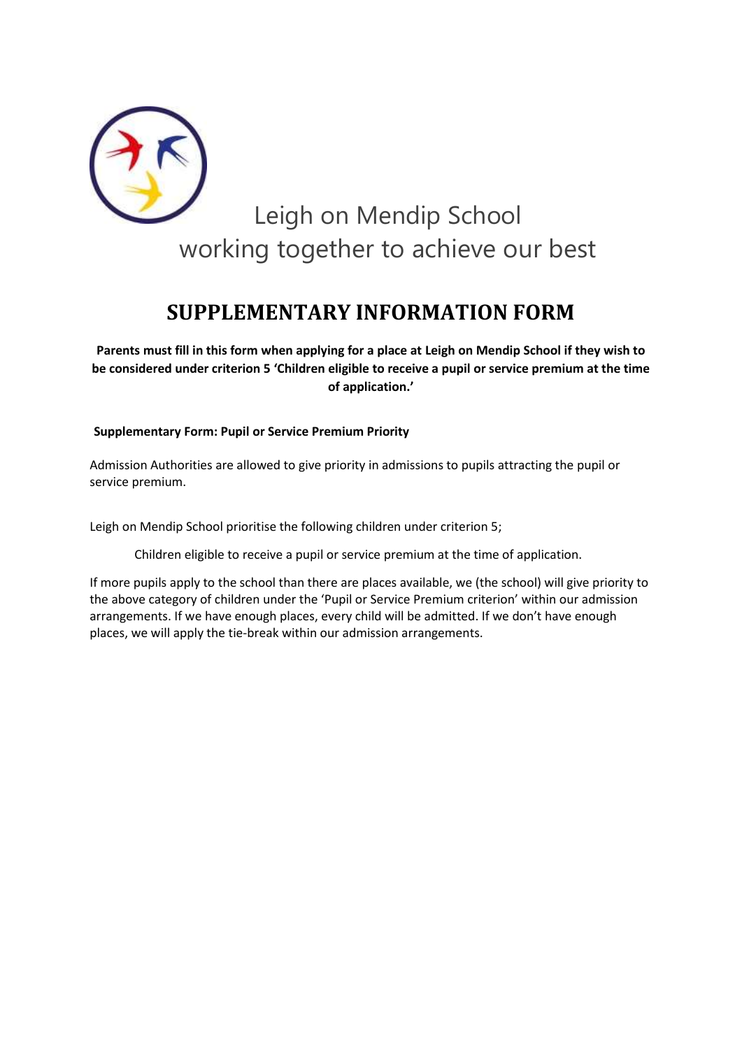Leigh on Mendip School
working together to achieve our best

# SUPPLEMENTARY INFORMATION FORM

**Parents must fill in this form when applying for a place at Leigh on Mendip School if they wish to be considered under criterion 5 'Children eligible to receive a pupil or service premium at the time of application.'**

**Supplementary Form: Pupil or Service Premium Priority**

Admission Authorities are allowed to give priority in admissions to pupils attracting the pupil or service premium.

Leigh on Mendip School prioritise the following children under criterion 5;

Children eligible to receive a pupil or service premium at the time of application.

If more pupils apply to the school than there are places available, we (the school) will give priority to the above category of children under the 'Pupil or Service Premium criterion' within our admission arrangements. If we have enough places, every child will be admitted. If we don't have enough places, we will apply the tie-break within our admission arrangements.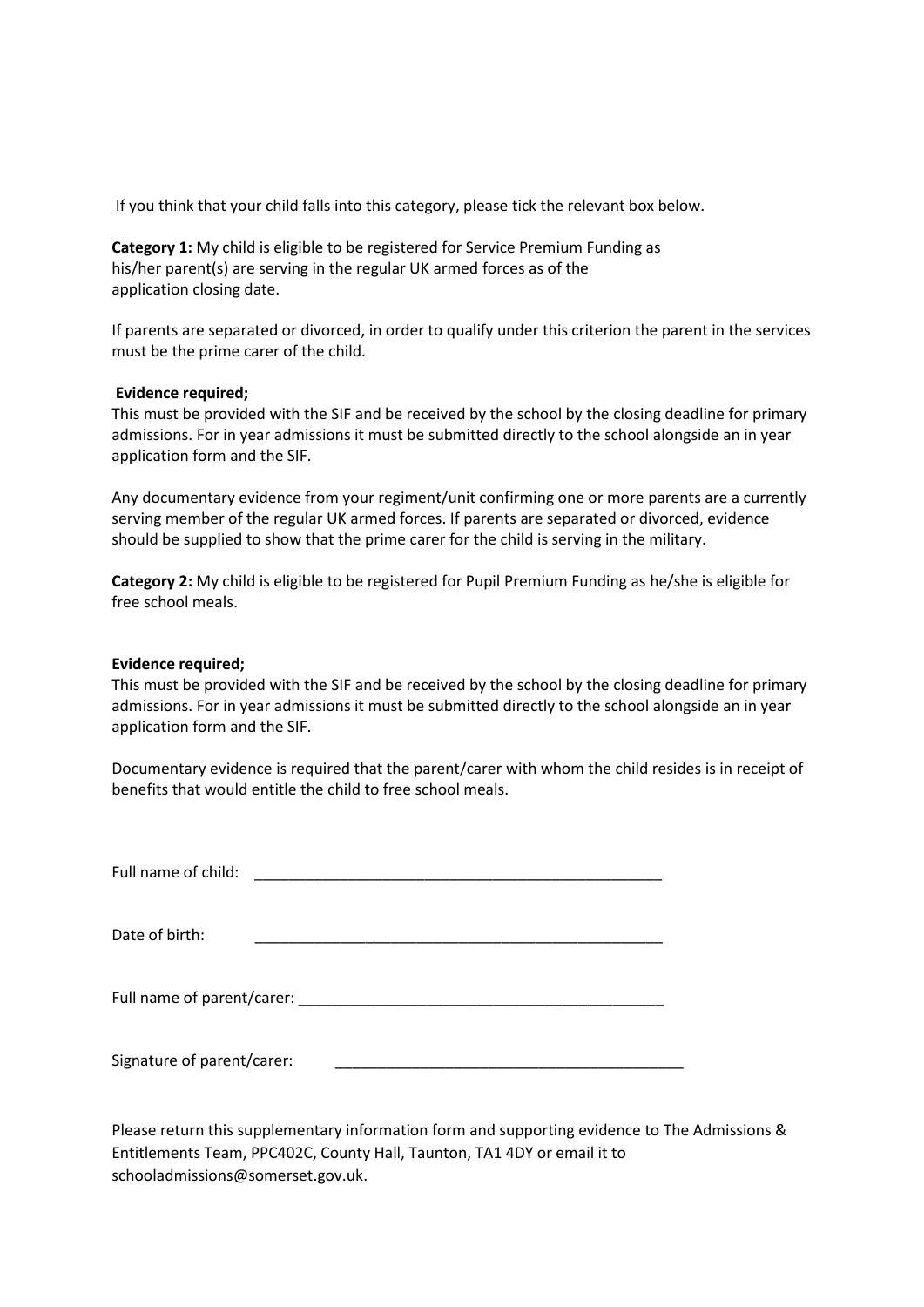If you think that your child falls into this category, please tick the relevant box below.

**Category 1:** My child is eligible to be registered for Service Premium Funding as his/her parent(s) are serving in the regular UK armed forces as of the application closing date.

If parents are separated or divorced, in order to qualify under this criterion the parent in the services must be the prime carer of the child.

**Evidence required;**
This must be provided with the SIF and be received by the school by the closing deadline for primary admissions. For in year admissions it must be submitted directly to the school alongside an in year application form and the SIF.

Any documentary evidence from your regiment/unit confirming one or more parents are a currently serving member of the regular UK armed forces. If parents are separated or divorced, evidence should be supplied to show that the prime carer for the child is serving in the military.

**Category 2:** My child is eligible to be registered for Pupil Premium Funding as he/she is eligible for free school meals.

**Evidence required;**
This must be provided with the SIF and be received by the school by the closing deadline for primary admissions. For in year admissions it must be submitted directly to the school alongside an in year application form and the SIF.

Documentary evidence is required that the parent/carer with whom the child resides is in receipt of benefits that would entitle the child to free school meals.

Full name of child: __________________________________________________

Date of birth: __________________________________________________

Full name of parent/carer: ____________________________________________

Signature of parent/carer: __________________________________________

Please return this supplementary information form and supporting evidence to The Admissions & Entitlements Team, PPC402C, County Hall, Taunton, TA1 4DY or email it to schooladmissions@somerset.gov.uk.